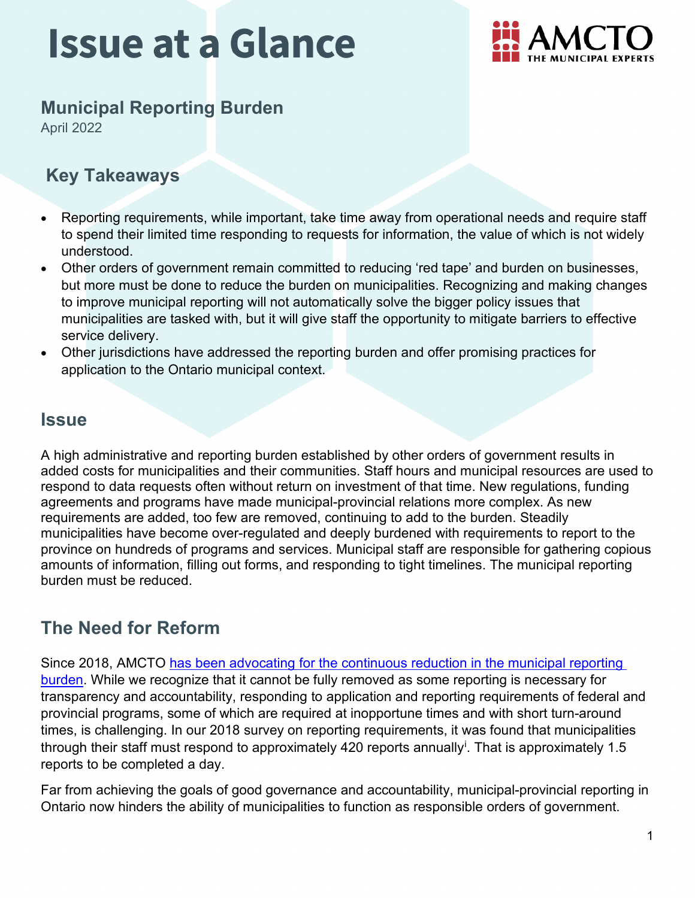# Issue at a Glance

AMCTO THE MUNICIPAL EXPERTS

## Municipal Reporting Burden

April 2022

## Key Takeaways

- Reporting requirements, while important, take time away from operational needs and require staff to spend their limited time responding to requests for information, the value of which is not widely understood.
- Other orders of government remain committed to reducing 'red tape' and burden on businesses, but more must be done to reduce the burden on municipalities. Recognizing and making changes to improve municipal reporting will not automatically solve the bigger policy issues that municipalities are tasked with, but it will give staff the opportunity to mitigate barriers to effective service delivery.
- Other jurisdictions have addressed the reporting burden and offer promising practices for application to the Ontario municipal context.

## Issue

A high administrative and reporting burden established by other orders of government results in added costs for municipalities and their communities. Staff hours and municipal resources are used to respond to data requests often without return on investment of that time. New regulations, funding agreements and programs have made municipal-provincial relations more complex. As new requirements are added, too few are removed, continuing to add to the burden. Steadily municipalities have become over-regulated and deeply burdened with requirements to report to the province on hundreds of programs and services. Municipal staff are responsible for gathering copious amounts of information, filling out forms, and responding to tight timelines. The municipal reporting burden must be reduced.

## The Need for Reform

Since 2018, AMCTO has been advocating for the continuous reduction in the municipal reporting burden. While we recognize that it cannot be fully removed as some reporting is necessary for transparency and accountability, responding to application and reporting requirements of federal and provincial programs, some of which are required at inopportune times and with short turn-around times, is challenging. In our 2018 survey on reporting requirements, it was found that municipalities through their staff must respond to approximately 420 reports annually[i]. That is approximately 1.5 reports to be completed a day.

Far from achieving the goals of good governance and accountability, municipal-provincial reporting in Ontario now hinders the ability of municipalities to function as responsible orders of government.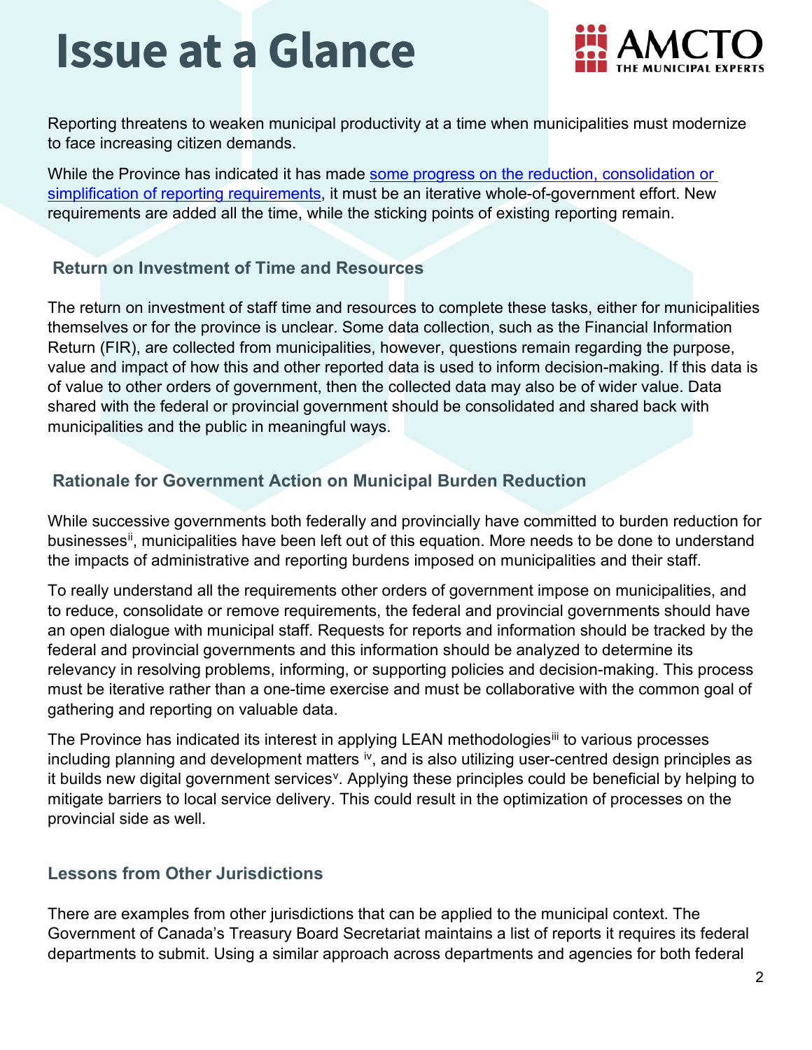# Issue at a Glance

Reporting threatens to weaken municipal productivity at a time when municipalities must modernize to face increasing citizen demands.

While the Province has indicated it has made some progress on the reduction, consolidation or simplification of reporting requirements, it must be an iterative whole-of-government effort. New requirements are added all the time, while the sticking points of existing reporting remain.

## Return on Investment of Time and Resources

The return on investment of staff time and resources to complete these tasks, either for municipalities themselves or for the province is unclear. Some data collection, such as the Financial Information Return (FIR), are collected from municipalities, however, questions remain regarding the purpose, value and impact of how this and other reported data is used to inform decision-making. If this data is of value to other orders of government, then the collected data may also be of wider value. Data shared with the federal or provincial government should be consolidated and shared back with municipalities and the public in meaningful ways.

## Rationale for Government Action on Municipal Burden Reduction

While successive governments both federally and provincially have committed to burden reduction for businesses[ii], municipalities have been left out of this equation. More needs to be done to understand the impacts of administrative and reporting burdens imposed on municipalities and their staff.

To really understand all the requirements other orders of government impose on municipalities, and to reduce, consolidate or remove requirements, the federal and provincial governments should have an open dialogue with municipal staff. Requests for reports and information should be tracked by the federal and provincial governments and this information should be analyzed to determine its relevancy in resolving problems, informing, or supporting policies and decision-making. This process must be iterative rather than a one-time exercise and must be collaborative with the common goal of gathering and reporting on valuable data.

The Province has indicated its interest in applying LEAN methodologies[iii] to various processes including planning and development matters [iv], and is also utilizing user-centred design principles as it builds new digital government services[v]. Applying these principles could be beneficial by helping to mitigate barriers to local service delivery. This could result in the optimization of processes on the provincial side as well.

## Lessons from Other Jurisdictions

There are examples from other jurisdictions that can be applied to the municipal context. The Government of Canada's Treasury Board Secretariat maintains a list of reports it requires its federal departments to submit. Using a similar approach across departments and agencies for both federal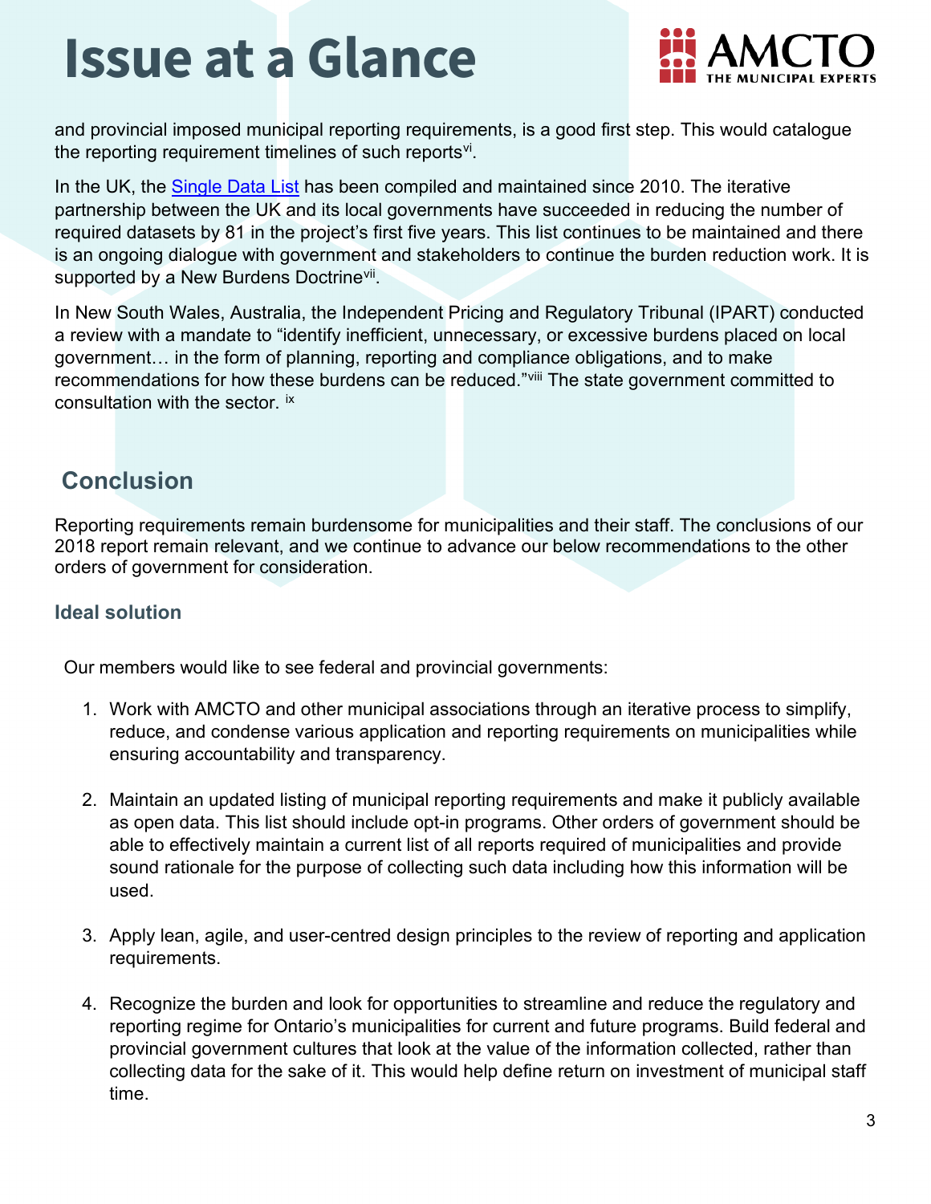and provincial imposed municipal reporting requirements, is a good first step. This would catalogue the reporting requirement timelines of such reports[vi].

In the UK, the Single Data List has been compiled and maintained since 2010. The iterative partnership between the UK and its local governments have succeeded in reducing the number of required datasets by 81 in the project's first five years. This list continues to be maintained and there is an ongoing dialogue with government and stakeholders to continue the burden reduction work. It is supported by a New Burdens Doctrine[vii].

In New South Wales, Australia, the Independent Pricing and Regulatory Tribunal (IPART) conducted a review with a mandate to "identify inefficient, unnecessary, or excessive burdens placed on local government… in the form of planning, reporting and compliance obligations, and to make recommendations for how these burdens can be reduced."[viii] The state government committed to consultation with the sector. [ix]

## Conclusion

Reporting requirements remain burdensome for municipalities and their staff. The conclusions of our 2018 report remain relevant, and we continue to advance our below recommendations to the other orders of government for consideration.

### Ideal solution

Our members would like to see federal and provincial governments:

1. Work with AMCTO and other municipal associations through an iterative process to simplify, reduce, and condense various application and reporting requirements on municipalities while ensuring accountability and transparency.

2. Maintain an updated listing of municipal reporting requirements and make it publicly available as open data. This list should include opt-in programs. Other orders of government should be able to effectively maintain a current list of all reports required of municipalities and provide sound rationale for the purpose of collecting such data including how this information will be used.

3. Apply lean, agile, and user-centred design principles to the review of reporting and application requirements.

4. Recognize the burden and look for opportunities to streamline and reduce the regulatory and reporting regime for Ontario's municipalities for current and future programs. Build federal and provincial government cultures that look at the value of the information collected, rather than collecting data for the sake of it. This would help define return on investment of municipal staff time.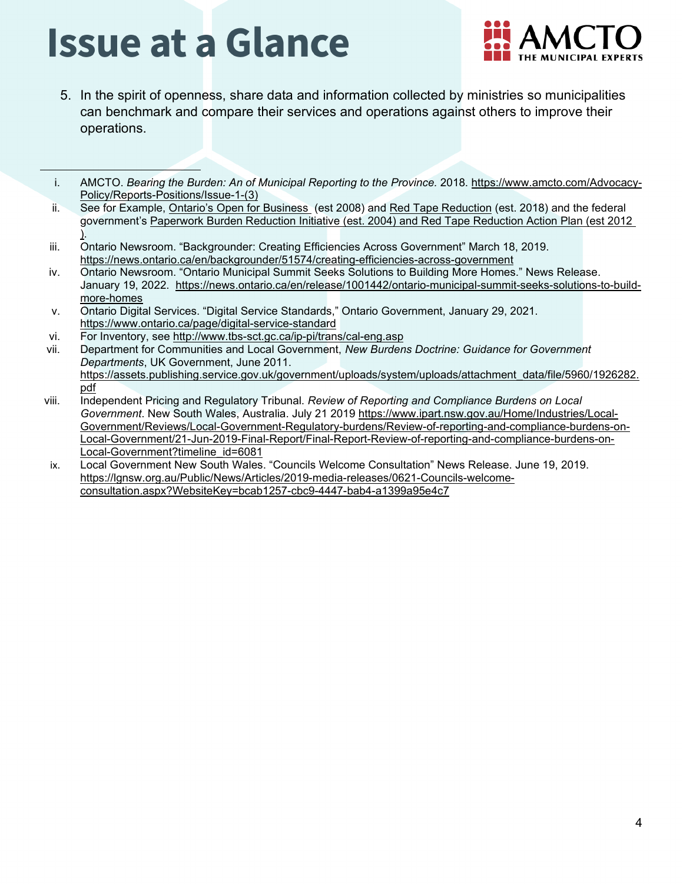# Issue at a Glance

5. In the spirit of openness, share data and information collected by ministries so municipalities can benchmark and compare their services and operations against others to improve their operations.

---

i. AMCTO. *Bearing the Burden: An of Municipal Reporting to the Province.* 2018. https://www.amcto.com/Advocacy-Policy/Reports-Positions/Issue-1-(3)

ii. See for Example, Ontario's Open for Business (est 2008) and Red Tape Reduction (est. 2018) and the federal government's Paperwork Burden Reduction Initiative (est. 2004) and Red Tape Reduction Action Plan (est 2012 ).

iii. Ontario Newsroom. "Backgrounder: Creating Efficiencies Across Government" March 18, 2019. https://news.ontario.ca/en/backgrounder/51574/creating-efficiencies-across-government

iv. Ontario Newsroom. "Ontario Municipal Summit Seeks Solutions to Building More Homes." News Release. January 19, 2022. https://news.ontario.ca/en/release/1001442/ontario-municipal-summit-seeks-solutions-to-build-more-homes

v. Ontario Digital Services. "Digital Service Standards," Ontario Government, January 29, 2021. https://www.ontario.ca/page/digital-service-standard

vi. For Inventory, see http://www.tbs-sct.gc.ca/ip-pi/trans/cal-eng.asp

vii. Department for Communities and Local Government, *New Burdens Doctrine: Guidance for Government Departments*, UK Government, June 2011. https://assets.publishing.service.gov.uk/government/uploads/system/uploads/attachment_data/file/5960/1926282.pdf

viii. Independent Pricing and Regulatory Tribunal. *Review of Reporting and Compliance Burdens on Local Government*. New South Wales, Australia. July 21 2019 https://www.ipart.nsw.gov.au/Home/Industries/Local-Government/Reviews/Local-Government-Regulatory-burdens/Review-of-reporting-and-compliance-burdens-on-Local-Government/21-Jun-2019-Final-Report/Final-Report-Review-of-reporting-and-compliance-burdens-on-Local-Government?timeline_id=6081

ix. Local Government New South Wales. "Councils Welcome Consultation" News Release. June 19, 2019. https://lgnsw.org.au/Public/News/Articles/2019-media-releases/0621-Councils-welcome-consultation.aspx?WebsiteKey=bcab1257-cbc9-4447-bab4-a1399a95e4c7